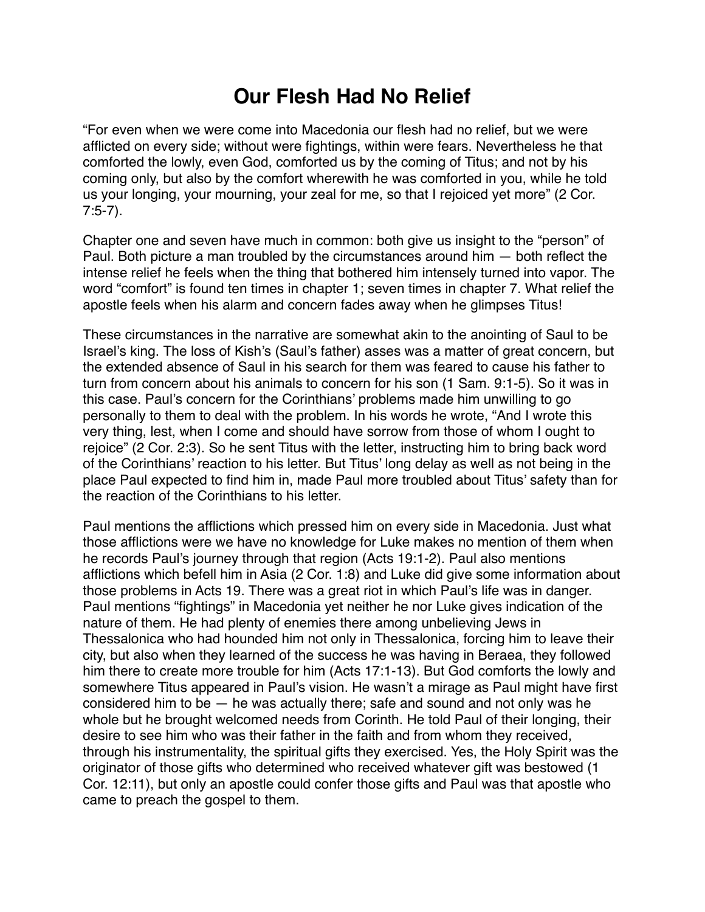# Our Flesh Had No Relief

“For even when we were come into Macedonia our flesh had no relief, but we were afflicted on every side; without were fightings, within were fears. Nevertheless he that comforted the lowly, even God, comforted us by the coming of Titus; and not by his coming only, but also by the comfort wherewith he was comforted in you, while he told us your longing, your mourning, your zeal for me, so that I rejoiced yet more” (2 Cor. 7:5-7).

Chapter one and seven have much in common: both give us insight to the “person” of Paul. Both picture a man troubled by the circumstances around him — both reflect the intense relief he feels when the thing that bothered him intensely turned into vapor. The word “comfort” is found ten times in chapter 1; seven times in chapter 7. What relief the apostle feels when his alarm and concern fades away when he glimpses Titus!

These circumstances in the narrative are somewhat akin to the anointing of Saul to be Israel’s king. The loss of Kish’s (Saul’s father) asses was a matter of great concern, but the extended absence of Saul in his search for them was feared to cause his father to turn from concern about his animals to concern for his son (1 Sam. 9:1-5). So it was in this case. Paul’s concern for the Corinthians’ problems made him unwilling to go personally to them to deal with the problem. In his words he wrote, “And I wrote this very thing, lest, when I come and should have sorrow from those of whom I ought to rejoice” (2 Cor. 2:3). So he sent Titus with the letter, instructing him to bring back word of the Corinthians’ reaction to his letter. But Titus’ long delay as well as not being in the place Paul expected to find him in, made Paul more troubled about Titus’ safety than for the reaction of the Corinthians to his letter.

Paul mentions the afflictions which pressed him on every side in Macedonia. Just what those afflictions were we have no knowledge for Luke makes no mention of them when he records Paul’s journey through that region (Acts 19:1-2). Paul also mentions afflictions which befell him in Asia (2 Cor. 1:8) and Luke did give some information about those problems in Acts 19. There was a great riot in which Paul’s life was in danger. Paul mentions “fightings” in Macedonia yet neither he nor Luke gives indication of the nature of them. He had plenty of enemies there among unbelieving Jews in Thessalonica who had hounded him not only in Thessalonica, forcing him to leave their city, but also when they learned of the success he was having in Beraea, they followed him there to create more trouble for him (Acts 17:1-13). But God comforts the lowly and somewhere Titus appeared in Paul’s vision. He wasn’t a mirage as Paul might have first considered him to be — he was actually there; safe and sound and not only was he whole but he brought welcomed needs from Corinth. He told Paul of their longing, their desire to see him who was their father in the faith and from whom they received, through his instrumentality, the spiritual gifts they exercised. Yes, the Holy Spirit was the originator of those gifts who determined who received whatever gift was bestowed (1 Cor. 12:11), but only an apostle could confer those gifts and Paul was that apostle who came to preach the gospel to them.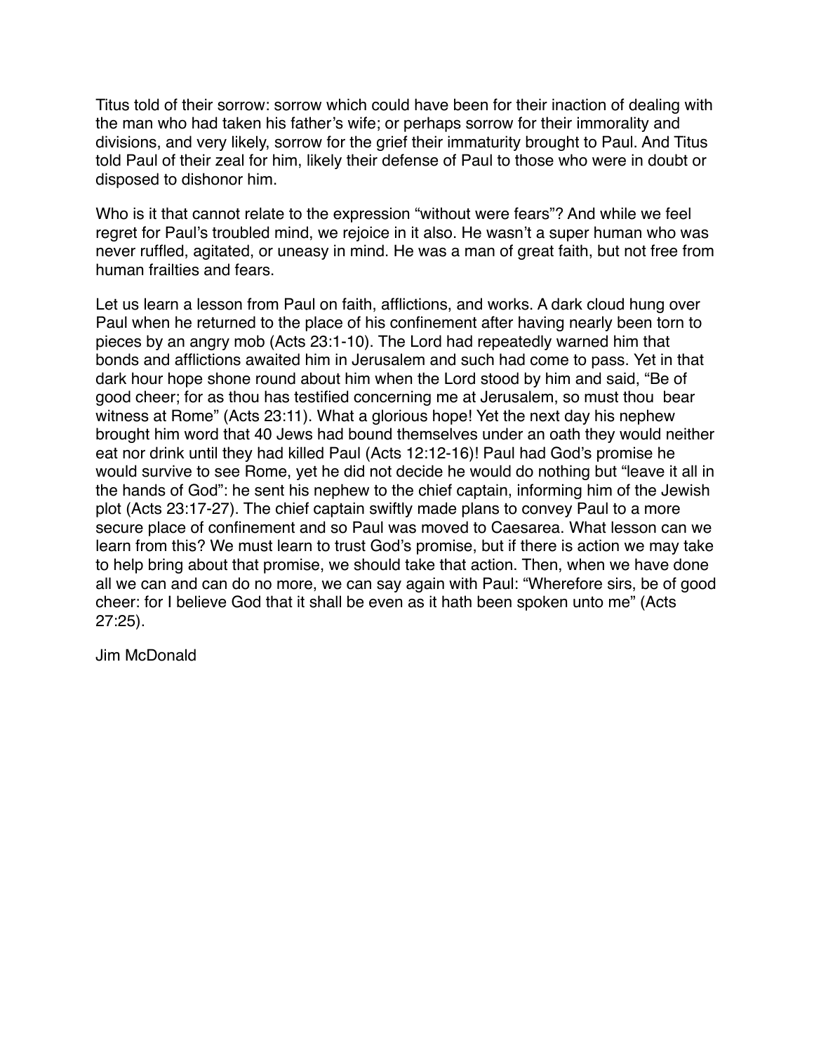Titus told of their sorrow: sorrow which could have been for their inaction of dealing with the man who had taken his father's wife; or perhaps sorrow for their immorality and divisions, and very likely, sorrow for the grief their immaturity brought to Paul. And Titus told Paul of their zeal for him, likely their defense of Paul to those who were in doubt or disposed to dishonor him.

Who is it that cannot relate to the expression "without were fears"? And while we feel regret for Paul's troubled mind, we rejoice in it also. He wasn't a super human who was never ruffled, agitated, or uneasy in mind. He was a man of great faith, but not free from human frailties and fears.

Let us learn a lesson from Paul on faith, afflictions, and works. A dark cloud hung over Paul when he returned to the place of his confinement after having nearly been torn to pieces by an angry mob (Acts 23:1-10). The Lord had repeatedly warned him that bonds and afflictions awaited him in Jerusalem and such had come to pass. Yet in that dark hour hope shone round about him when the Lord stood by him and said, "Be of good cheer; for as thou has testified concerning me at Jerusalem, so must thou bear witness at Rome" (Acts 23:11). What a glorious hope! Yet the next day his nephew brought him word that 40 Jews had bound themselves under an oath they would neither eat nor drink until they had killed Paul (Acts 12:12-16)! Paul had God's promise he would survive to see Rome, yet he did not decide he would do nothing but "leave it all in the hands of God": he sent his nephew to the chief captain, informing him of the Jewish plot (Acts 23:17-27). The chief captain swiftly made plans to convey Paul to a more secure place of confinement and so Paul was moved to Caesarea. What lesson can we learn from this? We must learn to trust God's promise, but if there is action we may take to help bring about that promise, we should take that action. Then, when we have done all we can and can do no more, we can say again with Paul: "Wherefore sirs, be of good cheer: for I believe God that it shall be even as it hath been spoken unto me" (Acts 27:25).

Jim McDonald